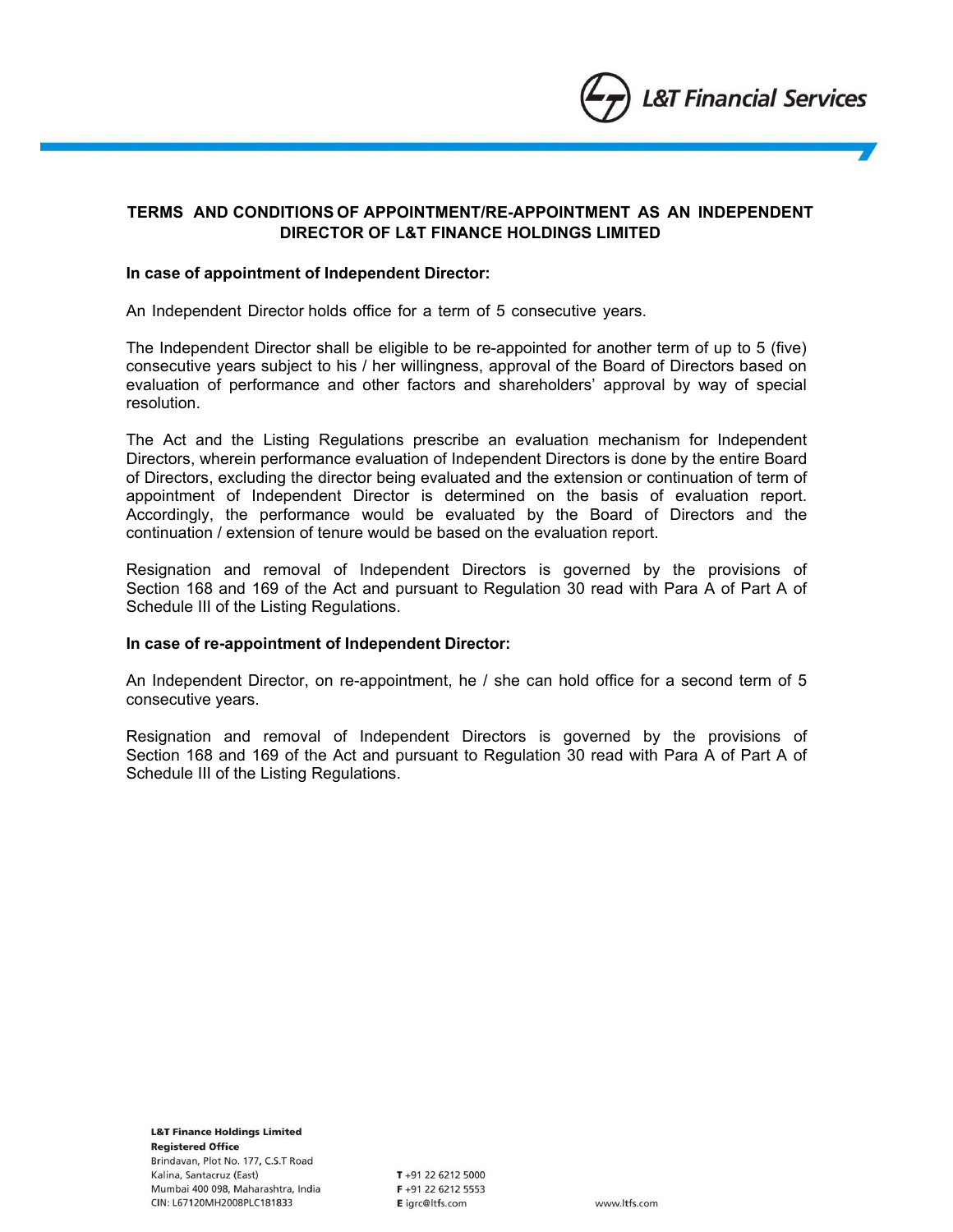# TERMS AND CONDITIONS OF APPOINTMENT/RE-APPOINTMENT AS AN INDEPENDENT DIRECTOR OF L&T FINANCE HOLDINGS LIMITED

**In case of appointment of Independent Director:**

An Independent Director holds office for a term of 5 consecutive years.

The Independent Director shall be eligible to be re-appointed for another term of up to 5 (five) consecutive years subject to his / her willingness, approval of the Board of Directors based on evaluation of performance and other factors and shareholders' approval by way of special resolution.

The Act and the Listing Regulations prescribe an evaluation mechanism for Independent Directors, wherein performance evaluation of Independent Directors is done by the entire Board of Directors, excluding the director being evaluated and the extension or continuation of term of appointment of Independent Director is determined on the basis of evaluation report. Accordingly, the performance would be evaluated by the Board of Directors and the continuation / extension of tenure would be based on the evaluation report.

Resignation and removal of Independent Directors is governed by the provisions of Section 168 and 169 of the Act and pursuant to Regulation 30 read with Para A of Part A of Schedule III of the Listing Regulations.

**In case of re-appointment of Independent Director:**

An Independent Director, on re-appointment, he / she can hold office for a second term of 5 consecutive years.

Resignation and removal of Independent Directors is governed by the provisions of Section 168 and 169 of the Act and pursuant to Regulation 30 read with Para A of Part A of Schedule III of the Listing Regulations.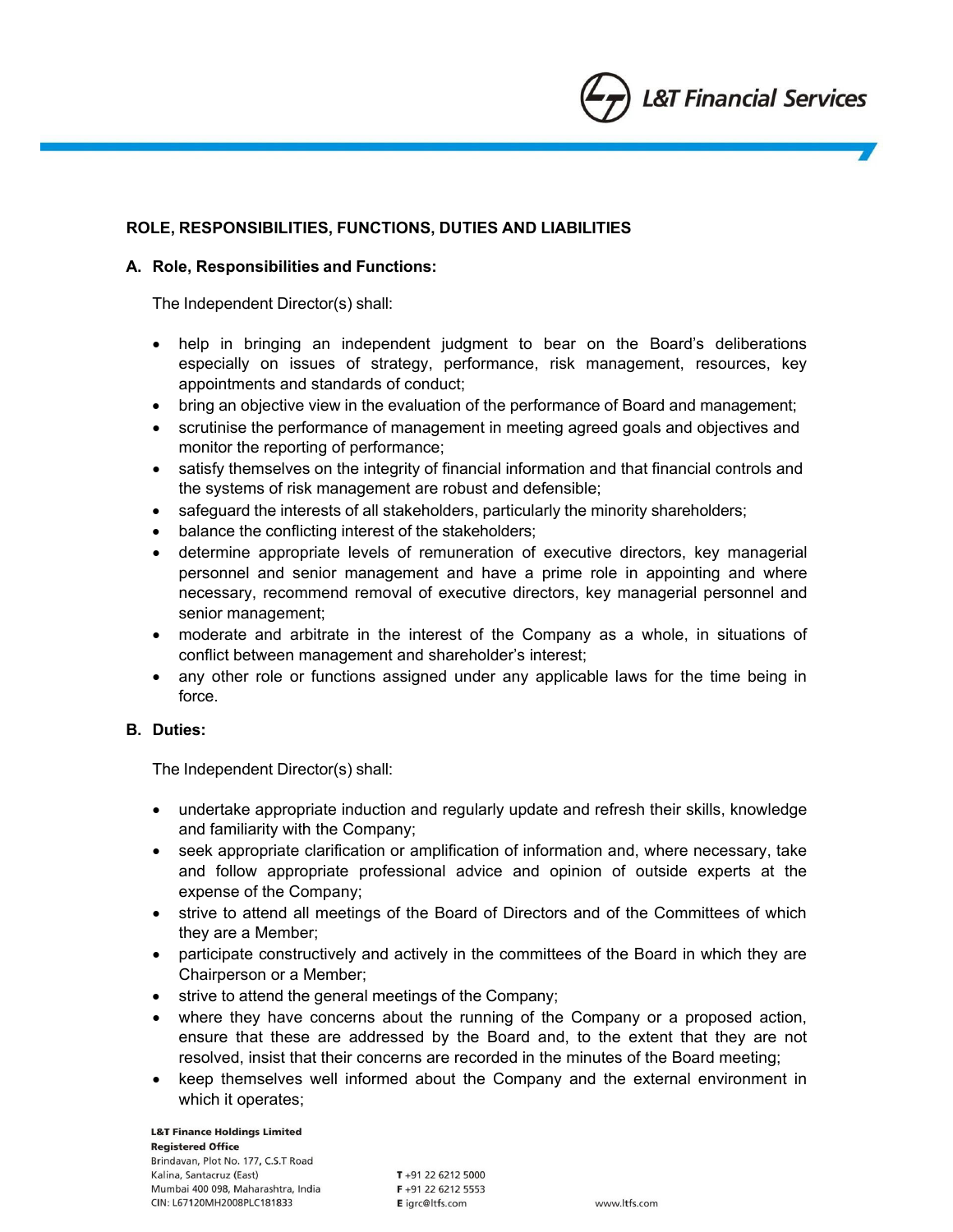## ROLE, RESPONSIBILITIES, FUNCTIONS, DUTIES AND LIABILITIES

### A. Role, Responsibilities and Functions:

The Independent Director(s) shall:

- help in bringing an independent judgment to bear on the Board's deliberations especially on issues of strategy, performance, risk management, resources, key appointments and standards of conduct;
- bring an objective view in the evaluation of the performance of Board and management;
- scrutinise the performance of management in meeting agreed goals and objectives and monitor the reporting of performance;
- satisfy themselves on the integrity of financial information and that financial controls and the systems of risk management are robust and defensible;
- safeguard the interests of all stakeholders, particularly the minority shareholders;
- balance the conflicting interest of the stakeholders;
- determine appropriate levels of remuneration of executive directors, key managerial personnel and senior management and have a prime role in appointing and where necessary, recommend removal of executive directors, key managerial personnel and senior management;
- moderate and arbitrate in the interest of the Company as a whole, in situations of conflict between management and shareholder's interest;
- any other role or functions assigned under any applicable laws for the time being in force.

### B. Duties:

The Independent Director(s) shall:

- undertake appropriate induction and regularly update and refresh their skills, knowledge and familiarity with the Company;
- seek appropriate clarification or amplification of information and, where necessary, take and follow appropriate professional advice and opinion of outside experts at the expense of the Company;
- strive to attend all meetings of the Board of Directors and of the Committees of which they are a Member;
- participate constructively and actively in the committees of the Board in which they are Chairperson or a Member;
- strive to attend the general meetings of the Company;
- where they have concerns about the running of the Company or a proposed action, ensure that these are addressed by the Board and, to the extent that they are not resolved, insist that their concerns are recorded in the minutes of the Board meeting;
- keep themselves well informed about the Company and the external environment in which it operates;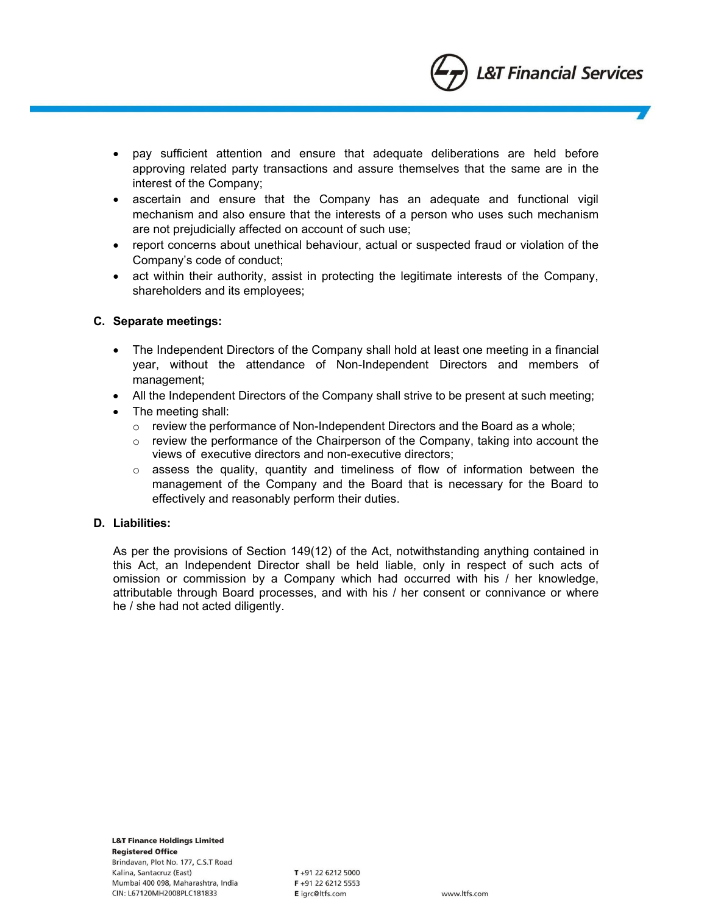- pay sufficient attention and ensure that adequate deliberations are held before approving related party transactions and assure themselves that the same are in the interest of the Company;
- ascertain and ensure that the Company has an adequate and functional vigil mechanism and also ensure that the interests of a person who uses such mechanism are not prejudicially affected on account of such use;
- report concerns about unethical behaviour, actual or suspected fraud or violation of the Company's code of conduct;
- act within their authority, assist in protecting the legitimate interests of the Company, shareholders and its employees;

**C. Separate meetings:**

- The Independent Directors of the Company shall hold at least one meeting in a financial year, without the attendance of Non-Independent Directors and members of management;
- All the Independent Directors of the Company shall strive to be present at such meeting;
- The meeting shall:
  - review the performance of Non-Independent Directors and the Board as a whole;
  - review the performance of the Chairperson of the Company, taking into account the views of executive directors and non-executive directors;
  - assess the quality, quantity and timeliness of flow of information between the management of the Company and the Board that is necessary for the Board to effectively and reasonably perform their duties.

**D. Liabilities:**

As per the provisions of Section 149(12) of the Act, notwithstanding anything contained in this Act, an Independent Director shall be held liable, only in respect of such acts of omission or commission by a Company which had occurred with his / her knowledge, attributable through Board processes, and with his / her consent or connivance or where he / she had not acted diligently.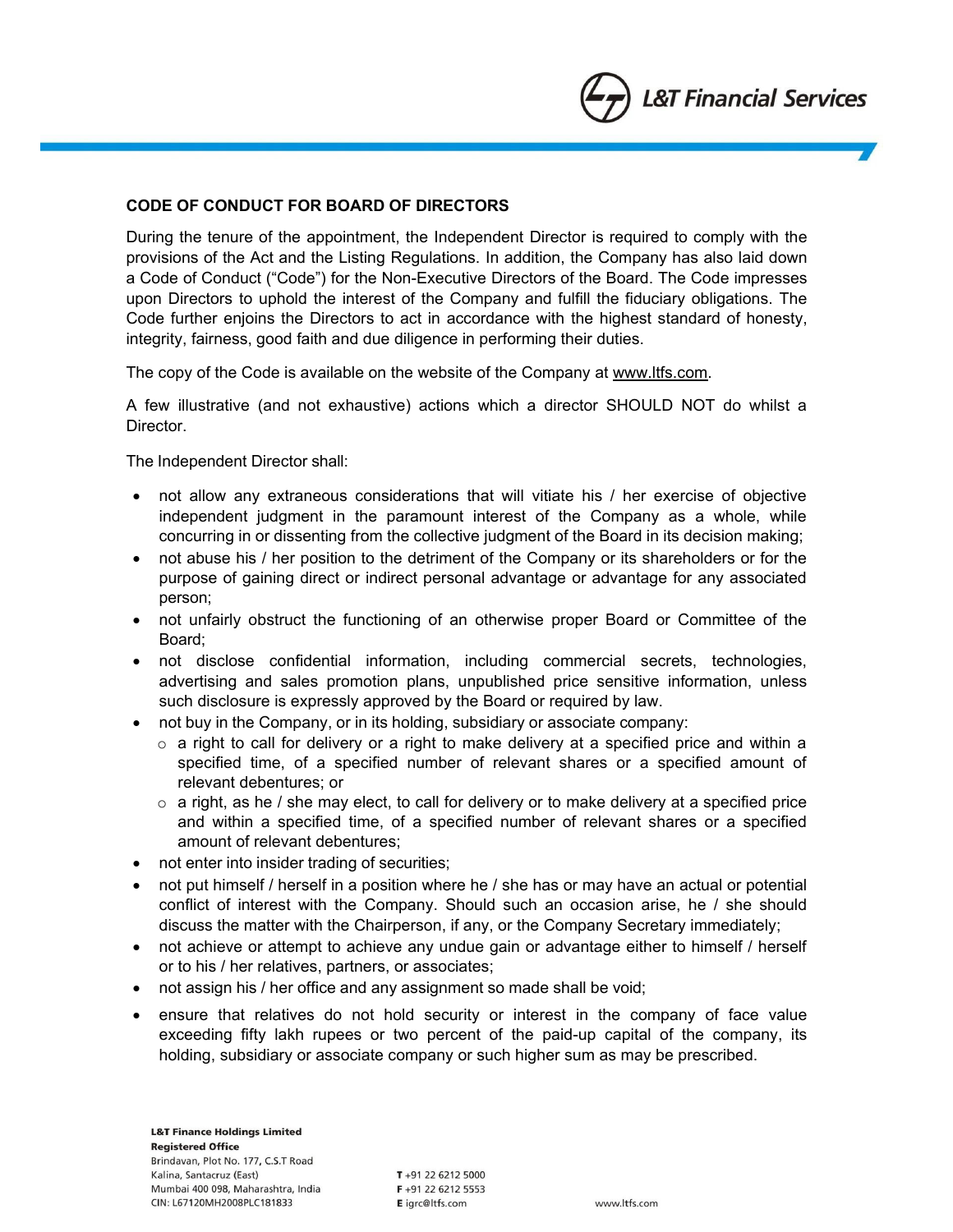## CODE OF CONDUCT FOR BOARD OF DIRECTORS

During the tenure of the appointment, the Independent Director is required to comply with the provisions of the Act and the Listing Regulations. In addition, the Company has also laid down a Code of Conduct ("Code") for the Non-Executive Directors of the Board. The Code impresses upon Directors to uphold the interest of the Company and fulfill the fiduciary obligations. The Code further enjoins the Directors to act in accordance with the highest standard of honesty, integrity, fairness, good faith and due diligence in performing their duties.

The copy of the Code is available on the website of the Company at www.ltfs.com.

A few illustrative (and not exhaustive) actions which a director SHOULD NOT do whilst a Director.

The Independent Director shall:

- not allow any extraneous considerations that will vitiate his / her exercise of objective independent judgment in the paramount interest of the Company as a whole, while concurring in or dissenting from the collective judgment of the Board in its decision making;
- not abuse his / her position to the detriment of the Company or its shareholders or for the purpose of gaining direct or indirect personal advantage or advantage for any associated person;
- not unfairly obstruct the functioning of an otherwise proper Board or Committee of the Board;
- not disclose confidential information, including commercial secrets, technologies, advertising and sales promotion plans, unpublished price sensitive information, unless such disclosure is expressly approved by the Board or required by law.
- not buy in the Company, or in its holding, subsidiary or associate company:
  - a right to call for delivery or a right to make delivery at a specified price and within a specified time, of a specified number of relevant shares or a specified amount of relevant debentures; or
  - a right, as he / she may elect, to call for delivery or to make delivery at a specified price and within a specified time, of a specified number of relevant shares or a specified amount of relevant debentures;
- not enter into insider trading of securities;
- not put himself / herself in a position where he / she has or may have an actual or potential conflict of interest with the Company. Should such an occasion arise, he / she should discuss the matter with the Chairperson, if any, or the Company Secretary immediately;
- not achieve or attempt to achieve any undue gain or advantage either to himself / herself or to his / her relatives, partners, or associates;
- not assign his / her office and any assignment so made shall be void;
- ensure that relatives do not hold security or interest in the company of face value exceeding fifty lakh rupees or two percent of the paid-up capital of the company, its holding, subsidiary or associate company or such higher sum as may be prescribed.